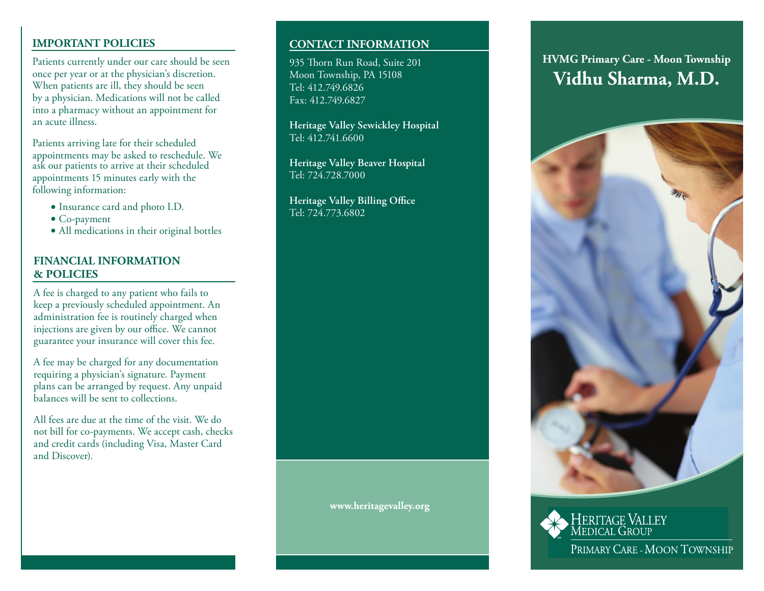## IMPORTANT POLICIES

Patients currently under our care should be seen once per year or at the physician's discretion. When patients are ill, they should be seen by a physician. Medications will not be called into a pharmacy without an appointment for an acute illness.

Patients arriving late for their scheduled appointments may be asked to reschedule. We ask our patients to arrive at their scheduled appointments 15 minutes early with the following information:

- Insurance card and photo I.D.
- Co-payment
- All medications in their original bottles

## FINANCIAL INFORMATION & POLICIES

A fee is charged to any patient who fails to keep a previously scheduled appointment. An administration fee is routinely charged when injections are given by our office. We cannot guarantee your insurance will cover this fee.

A fee may be charged for any documentation requiring a physician's signature. Payment plans can be arranged by request. Any unpaid balances will be sent to collections.

All fees are due at the time of the visit. We do not bill for co-payments. We accept cash, checks and credit cards (including Visa, Master Card and Discover).

## CONTACT INFORMATION

935 Thorn Run Road, Suite 201
Moon Township, PA 15108
Tel: 412.749.6826
Fax: 412.749.6827

**Heritage Valley Sewickley Hospital**
Tel: 412.741.6600

**Heritage Valley Beaver Hospital**
Tel: 724.728.7000

**Heritage Valley Billing Office**
Tel: 724.773.6802

**www.heritagevalley.org**

**HVMG Primary Care - Moon Township**

# Vidhu Sharma, M.D.

Heritage Valley Medical Group

Primary Care - Moon Township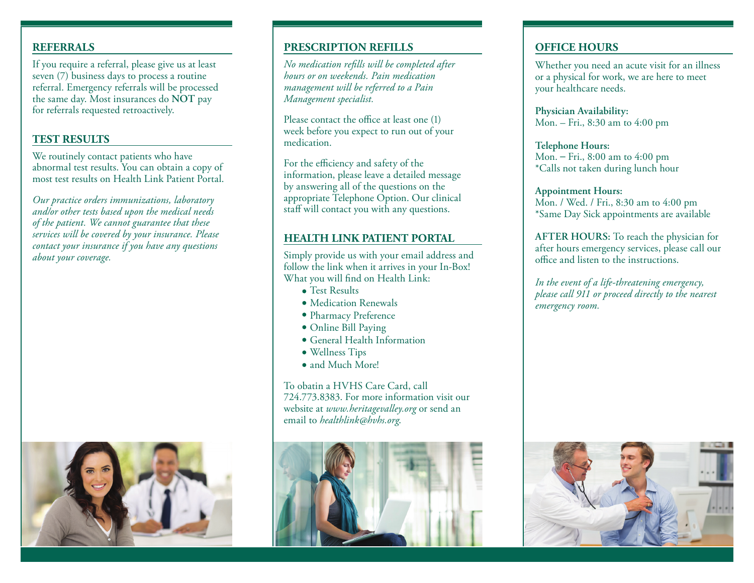## REFERRALS

If you require a referral, please give us at least seven (7) business days to process a routine referral. Emergency referrals will be processed the same day. Most insurances do **NOT** pay for referrals requested retroactively.

## TEST RESULTS

We routinely contact patients who have abnormal test results. You can obtain a copy of most test results on Health Link Patient Portal.

*Our practice orders immunizations, laboratory and/or other tests based upon the medical needs of the patient. We cannot guarantee that these services will be covered by your insurance. Please contact your insurance if you have any questions about your coverage.*

## PRESCRIPTION REFILLS

*No medication refills will be completed after hours or on weekends. Pain medication management will be referred to a Pain Management specialist.*

Please contact the office at least one (1) week before you expect to run out of your medication.

For the efficiency and safety of the information, please leave a detailed message by answering all of the questions on the appropriate Telephone Option. Our clinical staff will contact you with any questions.

## HEALTH LINK PATIENT PORTAL

Simply provide us with your email address and follow the link when it arrives in your In-Box! What you will find on Health Link:

- Test Results
- Medication Renewals
- Pharmacy Preference
- Online Bill Paying
- General Health Information
- Wellness Tips
- and Much More!

To obatin a HVHS Care Card, call 724.773.8383. For more information visit our website at *www.heritagevalley.org* or send an email to *healthlink@hvhs.org*.

## OFFICE HOURS

Whether you need an acute visit for an illness or a physical for work, we are here to meet your healthcare needs.

**Physician Availability:**
Mon. – Fri., 8:30 am to 4:00 pm

**Telephone Hours:**
Mon. – Fri., 8:00 am to 4:00 pm
*Calls not taken during lunch hour

**Appointment Hours:**
Mon. / Wed. / Fri., 8:30 am to 4:00 pm
*Same Day Sick appointments are available

**AFTER HOURS:** To reach the physician for after hours emergency services, please call our office and listen to the instructions.

*In the event of a life-threatening emergency, please call 911 or proceed directly to the nearest emergency room.*